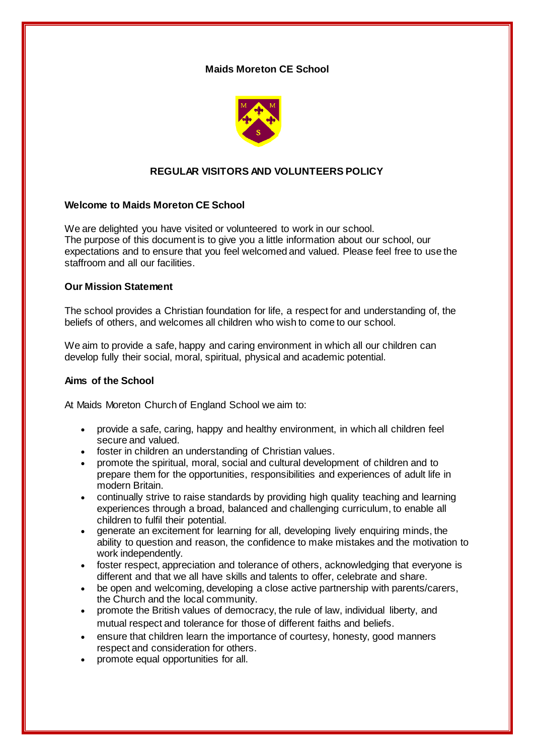**Maids Moreton CE School**

# REGULAR VISITORS AND VOLUNTEERS POLICY

## Welcome to Maids Moreton CE School

We are delighted you have visited or volunteered to work in our school.
The purpose of this document is to give you a little information about our school, our expectations and to ensure that you feel welcomed and valued. Please feel free to use the staffroom and all our facilities.

## Our Mission Statement

The school provides a Christian foundation for life, a respect for and understanding of, the beliefs of others, and welcomes all children who wish to come to our school.

We aim to provide a safe, happy and caring environment in which all our children can develop fully their social, moral, spiritual, physical and academic potential.

## Aims of the School

At Maids Moreton Church of England School we aim to:

- provide a safe, caring, happy and healthy environment, in which all children feel secure and valued.
- foster in children an understanding of Christian values.
- promote the spiritual, moral, social and cultural development of children and to prepare them for the opportunities, responsibilities and experiences of adult life in modern Britain.
- continually strive to raise standards by providing high quality teaching and learning experiences through a broad, balanced and challenging curriculum, to enable all children to fulfil their potential.
- generate an excitement for learning for all, developing lively enquiring minds, the ability to question and reason, the confidence to make mistakes and the motivation to work independently.
- foster respect, appreciation and tolerance of others, acknowledging that everyone is different and that we all have skills and talents to offer, celebrate and share.
- be open and welcoming, developing a close active partnership with parents/carers, the Church and the local community.
- promote the British values of democracy, the rule of law, individual liberty, and mutual respect and tolerance for those of different faiths and beliefs.
- ensure that children learn the importance of courtesy, honesty, good manners respect and consideration for others.
- promote equal opportunities for all.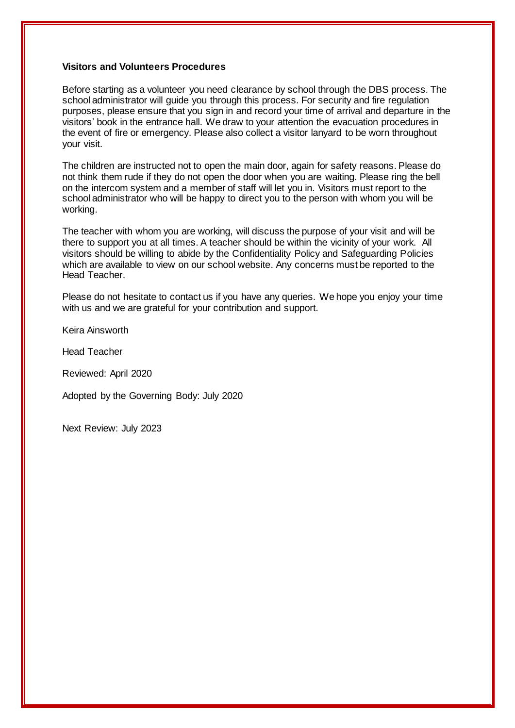**Visitors and Volunteers Procedures**

Before starting as a volunteer you need clearance by school through the DBS process. The school administrator will guide you through this process. For security and fire regulation purposes, please ensure that you sign in and record your time of arrival and departure in the visitors' book in the entrance hall. We draw to your attention the evacuation procedures in the event of fire or emergency. Please also collect a visitor lanyard to be worn throughout your visit.

The children are instructed not to open the main door, again for safety reasons. Please do not think them rude if they do not open the door when you are waiting. Please ring the bell on the intercom system and a member of staff will let you in. Visitors must report to the school administrator who will be happy to direct you to the person with whom you will be working.

The teacher with whom you are working, will discuss the purpose of your visit and will be there to support you at all times. A teacher should be within the vicinity of your work. All visitors should be willing to abide by the Confidentiality Policy and Safeguarding Policies which are available to view on our school website. Any concerns must be reported to the Head Teacher.

Please do not hesitate to contact us if you have any queries. We hope you enjoy your time with us and we are grateful for your contribution and support.

Keira Ainsworth

Head Teacher

Reviewed: April 2020

Adopted by the Governing Body: July 2020

Next Review: July 2023